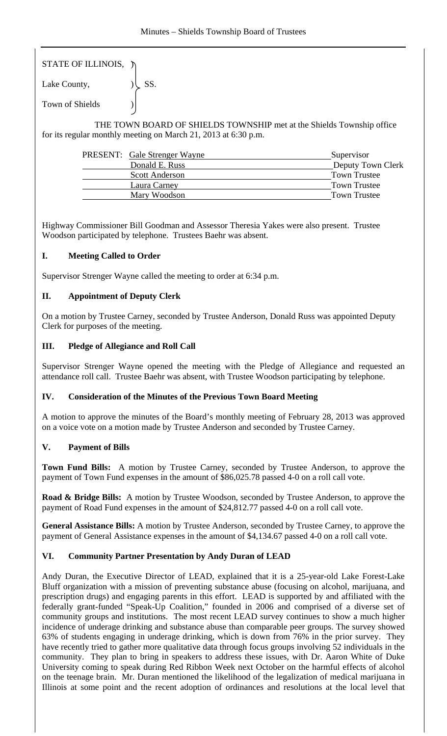STATE OF ILLINOIS, )
Lake County, ) SS.
Town of Shields )

THE TOWN BOARD OF SHIELDS TOWNSHIP met at the Shields Township office for its regular monthly meeting on March 21, 2013 at 6:30 p.m.

| PRESENT: | | |
|---|---|---|
| | Gale Strenger Wayne | Supervisor |
| | Donald E. Russ | Deputy Town Clerk |
| | Scott Anderson | Town Trustee |
| | Laura Carney | Town Trustee |
| | Mary Woodson | Town Trustee |

Highway Commissioner Bill Goodman and Assessor Theresia Yakes were also present. Trustee Woodson participated by telephone. Trustees Baehr was absent.

## I. Meeting Called to Order

Supervisor Strenger Wayne called the meeting to order at 6:34 p.m.

## II. Appointment of Deputy Clerk

On a motion by Trustee Carney, seconded by Trustee Anderson, Donald Russ was appointed Deputy Clerk for purposes of the meeting.

## III. Pledge of Allegiance and Roll Call

Supervisor Strenger Wayne opened the meeting with the Pledge of Allegiance and requested an attendance roll call. Trustee Baehr was absent, with Trustee Woodson participating by telephone.

## IV. Consideration of the Minutes of the Previous Town Board Meeting

A motion to approve the minutes of the Board's monthly meeting of February 28, 2013 was approved on a voice vote on a motion made by Trustee Anderson and seconded by Trustee Carney.

## V. Payment of Bills

**Town Fund Bills:** A motion by Trustee Carney, seconded by Trustee Anderson, to approve the payment of Town Fund expenses in the amount of $86,025.78 passed 4-0 on a roll call vote.

**Road & Bridge Bills:** A motion by Trustee Woodson, seconded by Trustee Anderson, to approve the payment of Road Fund expenses in the amount of $24,812.77 passed 4-0 on a roll call vote.

**General Assistance Bills:** A motion by Trustee Anderson, seconded by Trustee Carney, to approve the payment of General Assistance expenses in the amount of $4,134.67 passed 4-0 on a roll call vote.

## VI. Community Partner Presentation by Andy Duran of LEAD

Andy Duran, the Executive Director of LEAD, explained that it is a 25-year-old Lake Forest-Lake Bluff organization with a mission of preventing substance abuse (focusing on alcohol, marijuana, and prescription drugs) and engaging parents in this effort. LEAD is supported by and affiliated with the federally grant-funded "Speak-Up Coalition," founded in 2006 and comprised of a diverse set of community groups and institutions. The most recent LEAD survey continues to show a much higher incidence of underage drinking and substance abuse than comparable peer groups. The survey showed 63% of students engaging in underage drinking, which is down from 76% in the prior survey. They have recently tried to gather more qualitative data through focus groups involving 52 individuals in the community. They plan to bring in speakers to address these issues, with Dr. Aaron White of Duke University coming to speak during Red Ribbon Week next October on the harmful effects of alcohol on the teenage brain. Mr. Duran mentioned the likelihood of the legalization of medical marijuana in Illinois at some point and the recent adoption of ordinances and resolutions at the local level that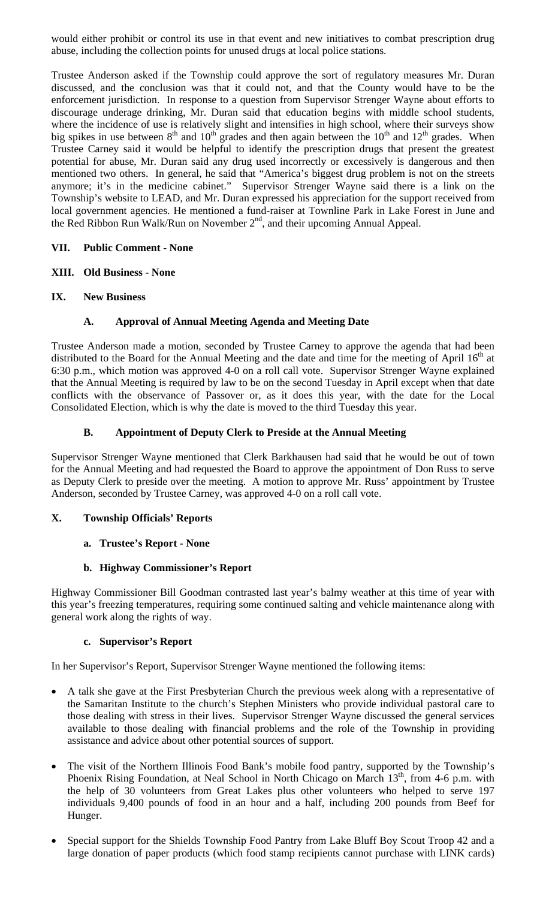would either prohibit or control its use in that event and new initiatives to combat prescription drug abuse, including the collection points for unused drugs at local police stations.

Trustee Anderson asked if the Township could approve the sort of regulatory measures Mr. Duran discussed, and the conclusion was that it could not, and that the County would have to be the enforcement jurisdiction. In response to a question from Supervisor Strenger Wayne about efforts to discourage underage drinking, Mr. Duran said that education begins with middle school students, where the incidence of use is relatively slight and intensifies in high school, where their surveys show big spikes in use between 8th and 10th grades and then again between the 10th and 12th grades. When Trustee Carney said it would be helpful to identify the prescription drugs that present the greatest potential for abuse, Mr. Duran said any drug used incorrectly or excessively is dangerous and then mentioned two others. In general, he said that "America's biggest drug problem is not on the streets anymore; it's in the medicine cabinet." Supervisor Strenger Wayne said there is a link on the Township's website to LEAD, and Mr. Duran expressed his appreciation for the support received from local government agencies. He mentioned a fund-raiser at Townline Park in Lake Forest in June and the Red Ribbon Run Walk/Run on November 2nd, and their upcoming Annual Appeal.

## VII. Public Comment - None

## XIII. Old Business - None

## IX. New Business

### A. Approval of Annual Meeting Agenda and Meeting Date

Trustee Anderson made a motion, seconded by Trustee Carney to approve the agenda that had been distributed to the Board for the Annual Meeting and the date and time for the meeting of April 16th at 6:30 p.m., which motion was approved 4-0 on a roll call vote. Supervisor Strenger Wayne explained that the Annual Meeting is required by law to be on the second Tuesday in April except when that date conflicts with the observance of Passover or, as it does this year, with the date for the Local Consolidated Election, which is why the date is moved to the third Tuesday this year.

### B. Appointment of Deputy Clerk to Preside at the Annual Meeting

Supervisor Strenger Wayne mentioned that Clerk Barkhausen had said that he would be out of town for the Annual Meeting and had requested the Board to approve the appointment of Don Russ to serve as Deputy Clerk to preside over the meeting. A motion to approve Mr. Russ' appointment by Trustee Anderson, seconded by Trustee Carney, was approved 4-0 on a roll call vote.

## X. Township Officials' Reports

### a. Trustee's Report - None

### b. Highway Commissioner's Report

Highway Commissioner Bill Goodman contrasted last year's balmy weather at this time of year with this year's freezing temperatures, requiring some continued salting and vehicle maintenance along with general work along the rights of way.

### c. Supervisor's Report

In her Supervisor's Report, Supervisor Strenger Wayne mentioned the following items:

- A talk she gave at the First Presbyterian Church the previous week along with a representative of the Samaritan Institute to the church's Stephen Ministers who provide individual pastoral care to those dealing with stress in their lives. Supervisor Strenger Wayne discussed the general services available to those dealing with financial problems and the role of the Township in providing assistance and advice about other potential sources of support.

- The visit of the Northern Illinois Food Bank's mobile food pantry, supported by the Township's Phoenix Rising Foundation, at Neal School in North Chicago on March 13th, from 4-6 p.m. with the help of 30 volunteers from Great Lakes plus other volunteers who helped to serve 197 individuals 9,400 pounds of food in an hour and a half, including 200 pounds from Beef for Hunger.

- Special support for the Shields Township Food Pantry from Lake Bluff Boy Scout Troop 42 and a large donation of paper products (which food stamp recipients cannot purchase with LINK cards)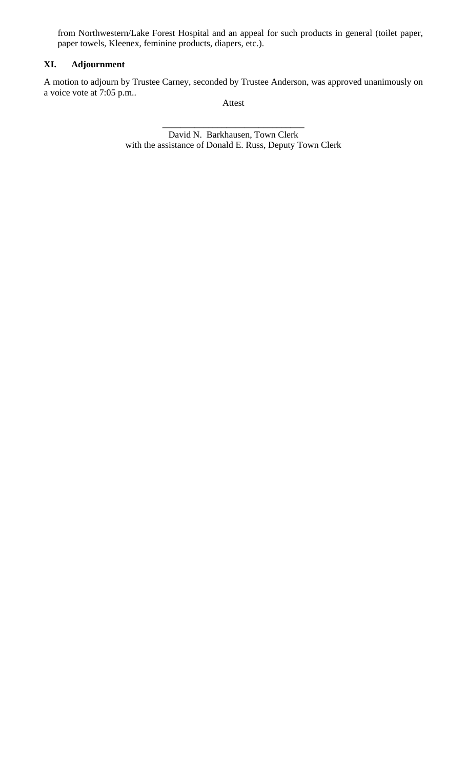from Northwestern/Lake Forest Hospital and an appeal for such products in general (toilet paper, paper towels, Kleenex, feminine products, diapers, etc.).

## XI. Adjournment

A motion to adjourn by Trustee Carney, seconded by Trustee Anderson, was approved unanimously on a voice vote at 7:05 p.m..

Attest

\_\_\_\_\_\_\_\_\_\_\_\_\_\_\_\_\_\_\_\_\_\_\_\_\_\_\_\_\_\_

David N. Barkhausen, Town Clerk
with the assistance of Donald E. Russ, Deputy Town Clerk